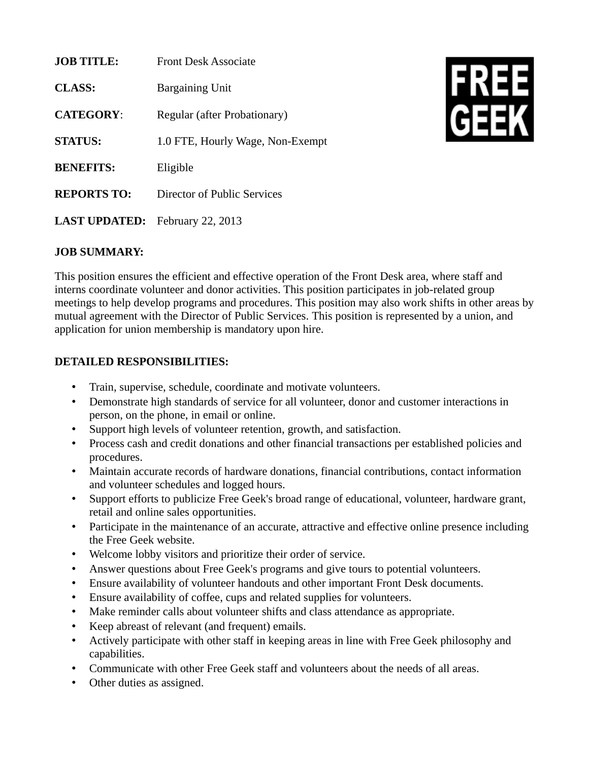**JOB TITLE:** Front Desk Associate

**CLASS:** Bargaining Unit

**CATEGORY**: Regular (after Probationary)

**STATUS:** 1.0 FTE, Hourly Wage, Non-Exempt

**BENEFITS:** Eligible

**REPORTS TO:** Director of Public Services

**LAST UPDATED:** February 22, 2013

FREE GEEK

**JOB SUMMARY:**

This position ensures the efficient and effective operation of the Front Desk area, where staff and interns coordinate volunteer and donor activities. This position participates in job-related group meetings to help develop programs and procedures. This position may also work shifts in other areas by mutual agreement with the Director of Public Services. This position is represented by a union, and application for union membership is mandatory upon hire.

**DETAILED RESPONSIBILITIES:**

- Train, supervise, schedule, coordinate and motivate volunteers.
- Demonstrate high standards of service for all volunteer, donor and customer interactions in person, on the phone, in email or online.
- Support high levels of volunteer retention, growth, and satisfaction.
- Process cash and credit donations and other financial transactions per established policies and procedures.
- Maintain accurate records of hardware donations, financial contributions, contact information and volunteer schedules and logged hours.
- Support efforts to publicize Free Geek's broad range of educational, volunteer, hardware grant, retail and online sales opportunities.
- Participate in the maintenance of an accurate, attractive and effective online presence including the Free Geek website.
- Welcome lobby visitors and prioritize their order of service.
- Answer questions about Free Geek's programs and give tours to potential volunteers.
- Ensure availability of volunteer handouts and other important Front Desk documents.
- Ensure availability of coffee, cups and related supplies for volunteers.
- Make reminder calls about volunteer shifts and class attendance as appropriate.
- Keep abreast of relevant (and frequent) emails.
- Actively participate with other staff in keeping areas in line with Free Geek philosophy and capabilities.
- Communicate with other Free Geek staff and volunteers about the needs of all areas.
- Other duties as assigned.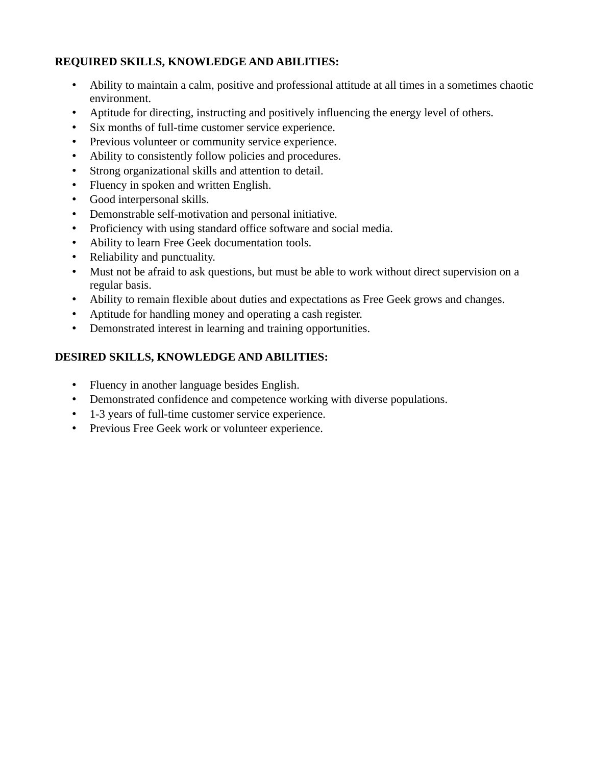**REQUIRED SKILLS, KNOWLEDGE AND ABILITIES:**

- Ability to maintain a calm, positive and professional attitude at all times in a sometimes chaotic environment.
- Aptitude for directing, instructing and positively influencing the energy level of others.
- Six months of full-time customer service experience.
- Previous volunteer or community service experience.
- Ability to consistently follow policies and procedures.
- Strong organizational skills and attention to detail.
- Fluency in spoken and written English.
- Good interpersonal skills.
- Demonstrable self-motivation and personal initiative.
- Proficiency with using standard office software and social media.
- Ability to learn Free Geek documentation tools.
- Reliability and punctuality.
- Must not be afraid to ask questions, but must be able to work without direct supervision on a regular basis.
- Ability to remain flexible about duties and expectations as Free Geek grows and changes.
- Aptitude for handling money and operating a cash register.
- Demonstrated interest in learning and training opportunities.

**DESIRED SKILLS, KNOWLEDGE AND ABILITIES:**

- Fluency in another language besides English.
- Demonstrated confidence and competence working with diverse populations.
- 1-3 years of full-time customer service experience.
- Previous Free Geek work or volunteer experience.